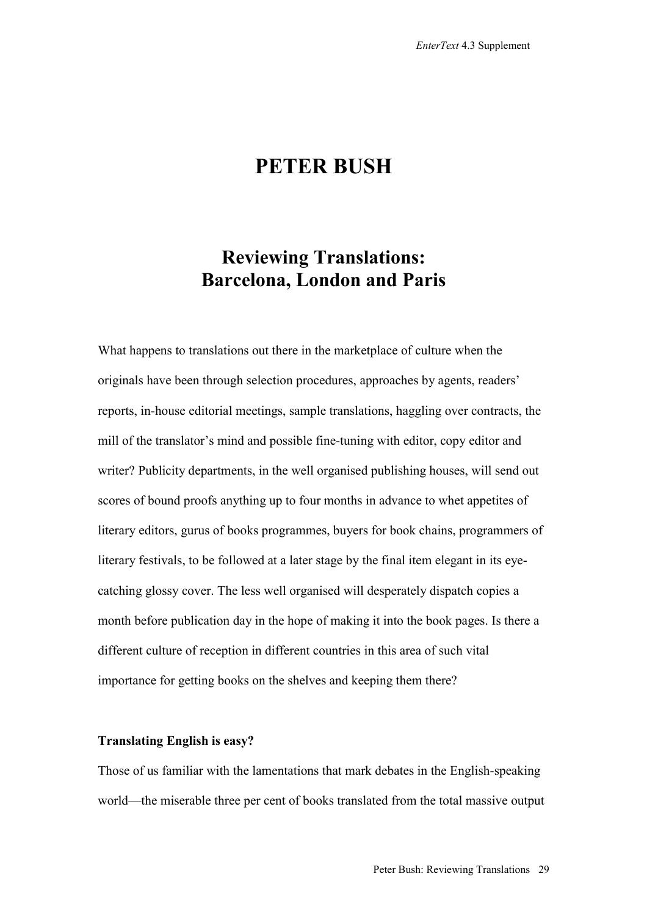# PETER BUSH

## Reviewing Translations: Barcelona, London and Paris

What happens to translations out there in the marketplace of culture when the originals have been through selection procedures, approaches by agents, readers' reports, in-house editorial meetings, sample translations, haggling over contracts, the mill of the translator's mind and possible fine-tuning with editor, copy editor and writer? Publicity departments, in the well organised publishing houses, will send out scores of bound proofs anything up to four months in advance to whet appetites of literary editors, gurus of books programmes, buyers for book chains, programmers of literary festivals, to be followed at a later stage by the final item elegant in its eye-catching glossy cover. The less well organised will desperately dispatch copies a month before publication day in the hope of making it into the book pages. Is there a different culture of reception in different countries in this area of such vital importance for getting books on the shelves and keeping them there?

### Translating English is easy?

Those of us familiar with the lamentations that mark debates in the English-speaking world—the miserable three per cent of books translated from the total massive output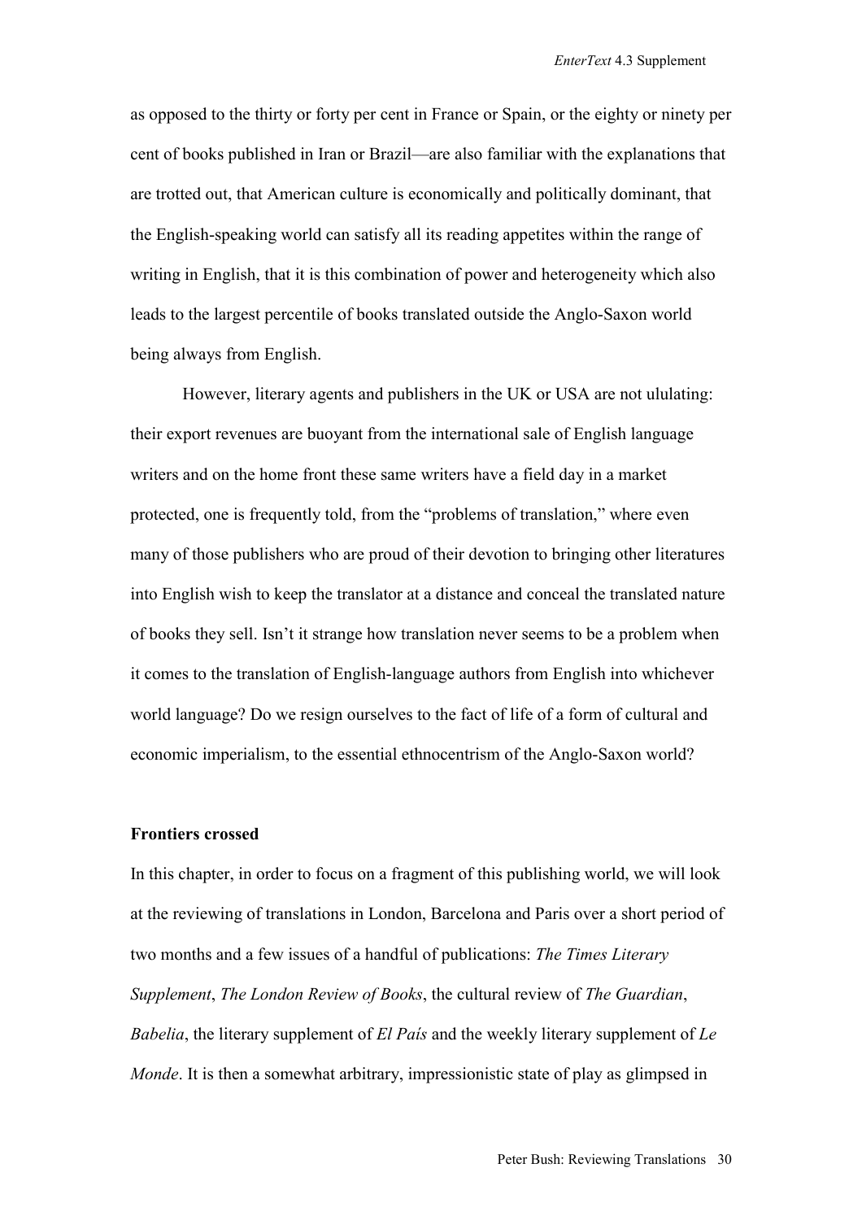as opposed to the thirty or forty per cent in France or Spain, or the eighty or ninety per cent of books published in Iran or Brazil—are also familiar with the explanations that are trotted out, that American culture is economically and politically dominant, that the English-speaking world can satisfy all its reading appetites within the range of writing in English, that it is this combination of power and heterogeneity which also leads to the largest percentile of books translated outside the Anglo-Saxon world being always from English.

However, literary agents and publishers in the UK or USA are not ululating: their export revenues are buoyant from the international sale of English language writers and on the home front these same writers have a field day in a market protected, one is frequently told, from the "problems of translation," where even many of those publishers who are proud of their devotion to bringing other literatures into English wish to keep the translator at a distance and conceal the translated nature of books they sell. Isn't it strange how translation never seems to be a problem when it comes to the translation of English-language authors from English into whichever world language? Do we resign ourselves to the fact of life of a form of cultural and economic imperialism, to the essential ethnocentrism of the Anglo-Saxon world?

**Frontiers crossed**

In this chapter, in order to focus on a fragment of this publishing world, we will look at the reviewing of translations in London, Barcelona and Paris over a short period of two months and a few issues of a handful of publications: *The Times Literary Supplement*, *The London Review of Books*, the cultural review of *The Guardian*, *Babelia*, the literary supplement of *El País* and the weekly literary supplement of *Le Monde*. It is then a somewhat arbitrary, impressionistic state of play as glimpsed in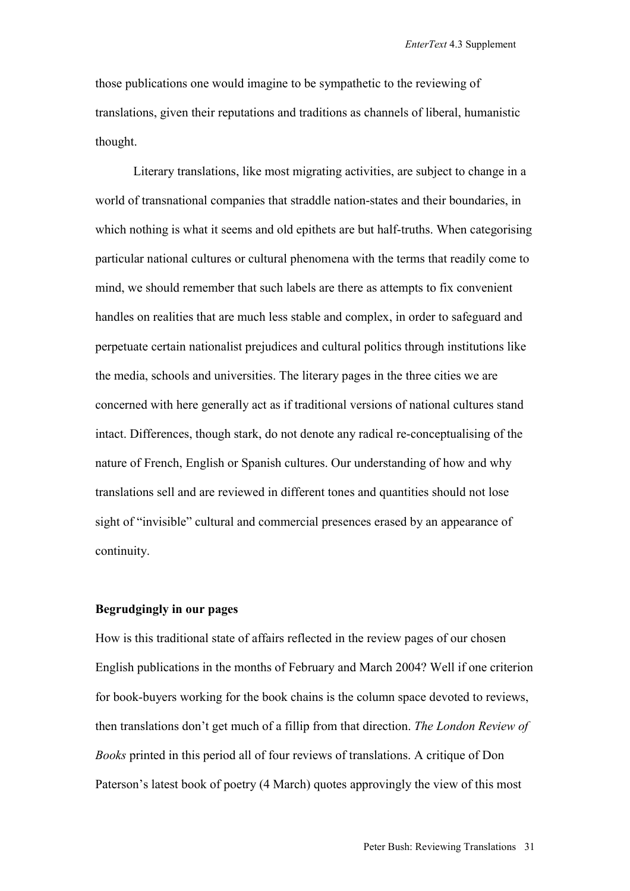those publications one would imagine to be sympathetic to the reviewing of translations, given their reputations and traditions as channels of liberal, humanistic thought.

Literary translations, like most migrating activities, are subject to change in a world of transnational companies that straddle nation-states and their boundaries, in which nothing is what it seems and old epithets are but half-truths. When categorising particular national cultures or cultural phenomena with the terms that readily come to mind, we should remember that such labels are there as attempts to fix convenient handles on realities that are much less stable and complex, in order to safeguard and perpetuate certain nationalist prejudices and cultural politics through institutions like the media, schools and universities. The literary pages in the three cities we are concerned with here generally act as if traditional versions of national cultures stand intact. Differences, though stark, do not denote any radical re-conceptualising of the nature of French, English or Spanish cultures. Our understanding of how and why translations sell and are reviewed in different tones and quantities should not lose sight of "invisible" cultural and commercial presences erased by an appearance of continuity.

**Begrudgingly in our pages**

How is this traditional state of affairs reflected in the review pages of our chosen English publications in the months of February and March 2004? Well if one criterion for book-buyers working for the book chains is the column space devoted to reviews, then translations don't get much of a fillip from that direction. *The London Review of Books* printed in this period all of four reviews of translations. A critique of Don Paterson's latest book of poetry (4 March) quotes approvingly the view of this most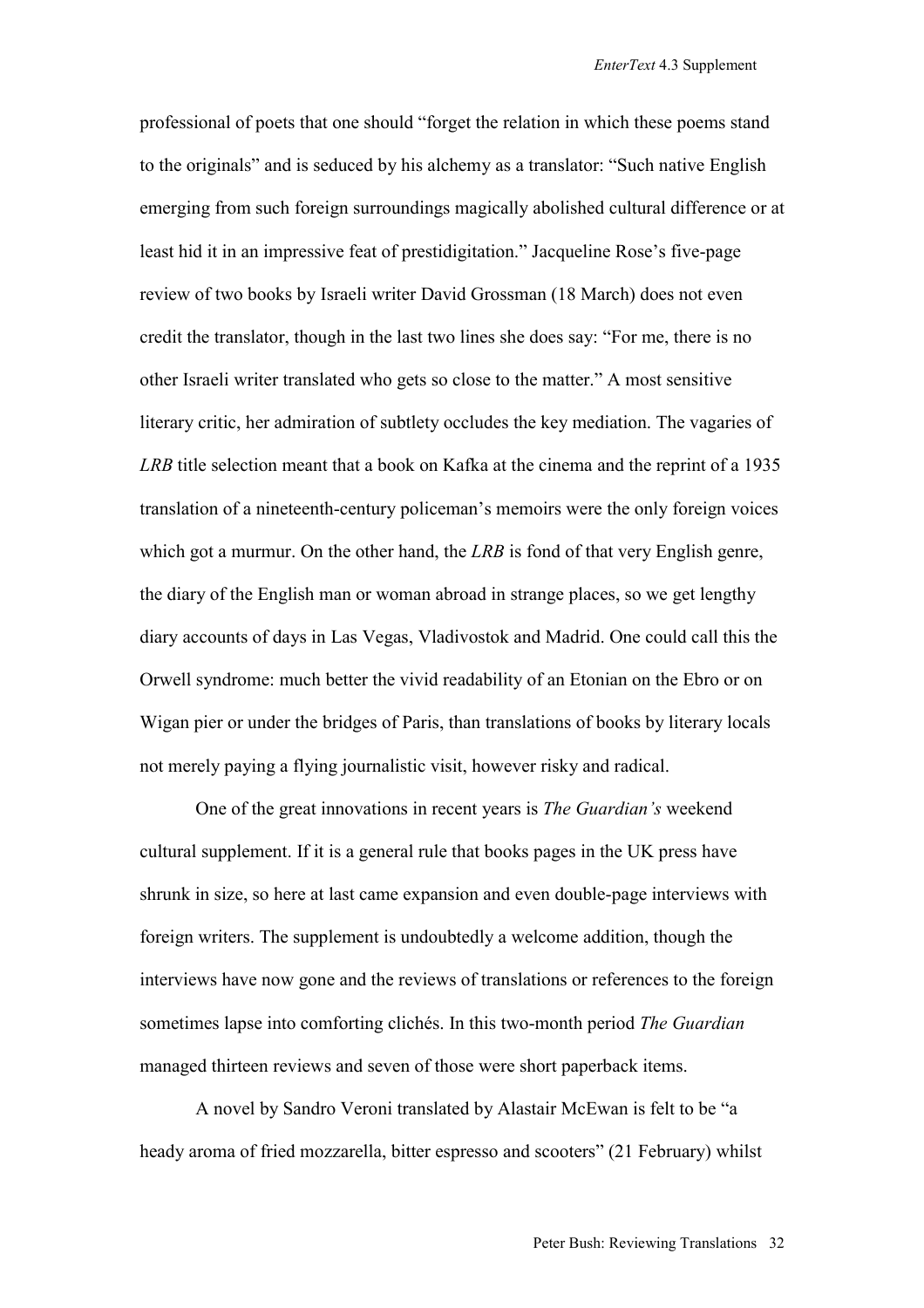professional of poets that one should "forget the relation in which these poems stand to the originals" and is seduced by his alchemy as a translator: "Such native English emerging from such foreign surroundings magically abolished cultural difference or at least hid it in an impressive feat of prestidigitation." Jacqueline Rose's five-page review of two books by Israeli writer David Grossman (18 March) does not even credit the translator, though in the last two lines she does say: "For me, there is no other Israeli writer translated who gets so close to the matter." A most sensitive literary critic, her admiration of subtlety occludes the key mediation. The vagaries of *LRB* title selection meant that a book on Kafka at the cinema and the reprint of a 1935 translation of a nineteenth-century policeman's memoirs were the only foreign voices which got a murmur. On the other hand, the *LRB* is fond of that very English genre, the diary of the English man or woman abroad in strange places, so we get lengthy diary accounts of days in Las Vegas, Vladivostok and Madrid. One could call this the Orwell syndrome: much better the vivid readability of an Etonian on the Ebro or on Wigan pier or under the bridges of Paris, than translations of books by literary locals not merely paying a flying journalistic visit, however risky and radical.

One of the great innovations in recent years is *The Guardian's* weekend cultural supplement. If it is a general rule that books pages in the UK press have shrunk in size, so here at last came expansion and even double-page interviews with foreign writers. The supplement is undoubtedly a welcome addition, though the interviews have now gone and the reviews of translations or references to the foreign sometimes lapse into comforting clichés. In this two-month period *The Guardian* managed thirteen reviews and seven of those were short paperback items.

A novel by Sandro Veroni translated by Alastair McEwan is felt to be "a heady aroma of fried mozzarella, bitter espresso and scooters" (21 February) whilst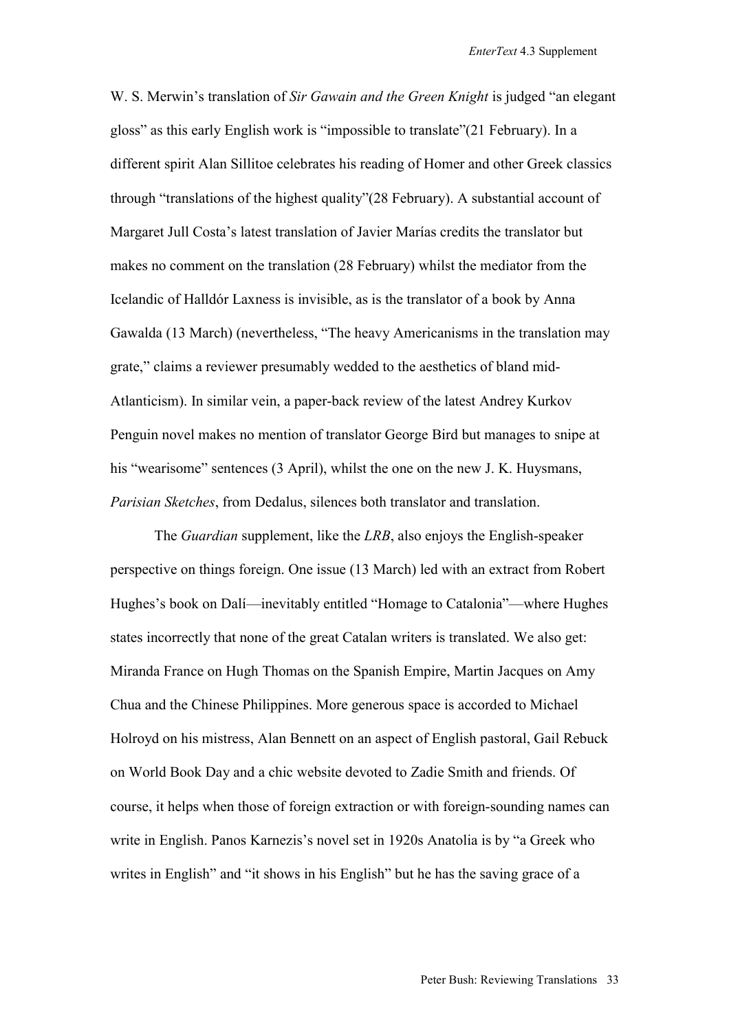W. S. Merwin's translation of *Sir Gawain and the Green Knight* is judged "an elegant gloss" as this early English work is "impossible to translate"(21 February). In a different spirit Alan Sillitoe celebrates his reading of Homer and other Greek classics through "translations of the highest quality"(28 February). A substantial account of Margaret Jull Costa's latest translation of Javier Marías credits the translator but makes no comment on the translation (28 February) whilst the mediator from the Icelandic of Halldór Laxness is invisible, as is the translator of a book by Anna Gawalda (13 March) (nevertheless, "The heavy Americanisms in the translation may grate," claims a reviewer presumably wedded to the aesthetics of bland mid-Atlanticism). In similar vein, a paper-back review of the latest Andrey Kurkov Penguin novel makes no mention of translator George Bird but manages to snipe at his "wearisome" sentences (3 April), whilst the one on the new J. K. Huysmans, *Parisian Sketches*, from Dedalus, silences both translator and translation.

The *Guardian* supplement, like the *LRB*, also enjoys the English-speaker perspective on things foreign. One issue (13 March) led with an extract from Robert Hughes's book on Dalí—inevitably entitled "Homage to Catalonia"—where Hughes states incorrectly that none of the great Catalan writers is translated. We also get: Miranda France on Hugh Thomas on the Spanish Empire, Martin Jacques on Amy Chua and the Chinese Philippines. More generous space is accorded to Michael Holroyd on his mistress, Alan Bennett on an aspect of English pastoral, Gail Rebuck on World Book Day and a chic website devoted to Zadie Smith and friends. Of course, it helps when those of foreign extraction or with foreign-sounding names can write in English. Panos Karnezis's novel set in 1920s Anatolia is by "a Greek who writes in English" and "it shows in his English" but he has the saving grace of a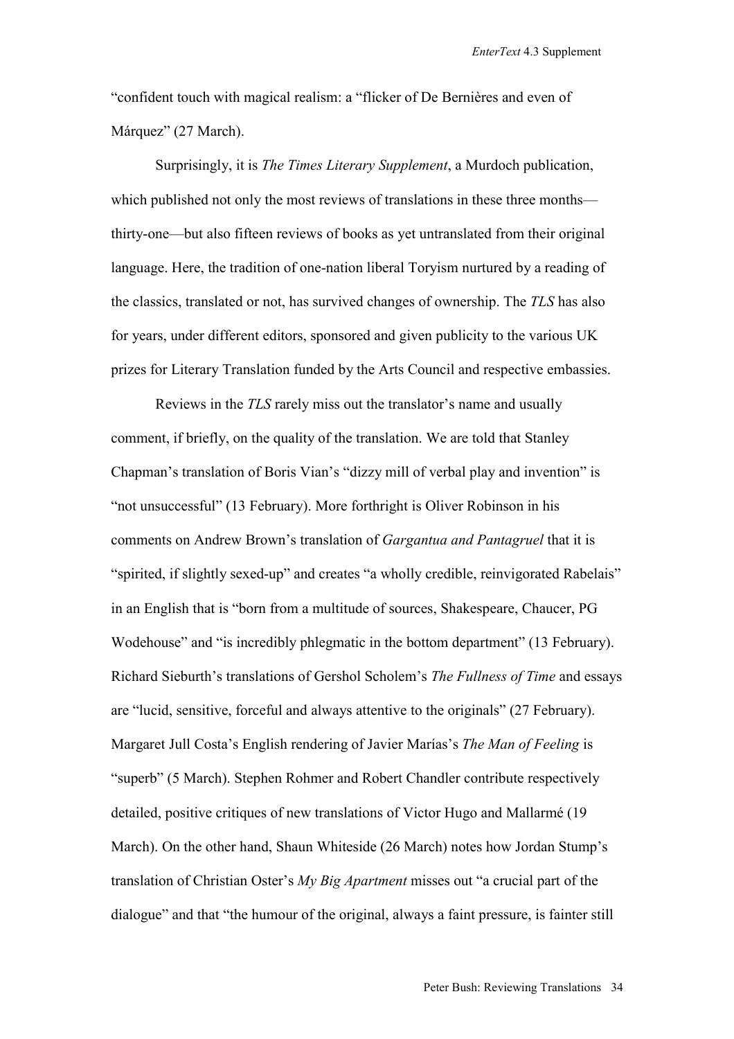"confident touch with magical realism: a "flicker of De Bernières and even of Márquez" (27 March).

Surprisingly, it is *The Times Literary Supplement*, a Murdoch publication, which published not only the most reviews of translations in these three months—thirty-one—but also fifteen reviews of books as yet untranslated from their original language. Here, the tradition of one-nation liberal Toryism nurtured by a reading of the classics, translated or not, has survived changes of ownership. The *TLS* has also for years, under different editors, sponsored and given publicity to the various UK prizes for Literary Translation funded by the Arts Council and respective embassies.

Reviews in the *TLS* rarely miss out the translator's name and usually comment, if briefly, on the quality of the translation. We are told that Stanley Chapman's translation of Boris Vian's "dizzy mill of verbal play and invention" is "not unsuccessful" (13 February). More forthright is Oliver Robinson in his comments on Andrew Brown's translation of *Gargantua and Pantagruel* that it is "spirited, if slightly sexed-up" and creates "a wholly credible, reinvigorated Rabelais" in an English that is "born from a multitude of sources, Shakespeare, Chaucer, PG Wodehouse" and "is incredibly phlegmatic in the bottom department" (13 February). Richard Sieburth's translations of Gershol Scholem's *The Fullness of Time* and essays are "lucid, sensitive, forceful and always attentive to the originals" (27 February). Margaret Jull Costa's English rendering of Javier Marías's *The Man of Feeling* is "superb" (5 March). Stephen Rohmer and Robert Chandler contribute respectively detailed, positive critiques of new translations of Victor Hugo and Mallarmé (19 March). On the other hand, Shaun Whiteside (26 March) notes how Jordan Stump's translation of Christian Oster's *My Big Apartment* misses out "a crucial part of the dialogue" and that "the humour of the original, always a faint pressure, is fainter still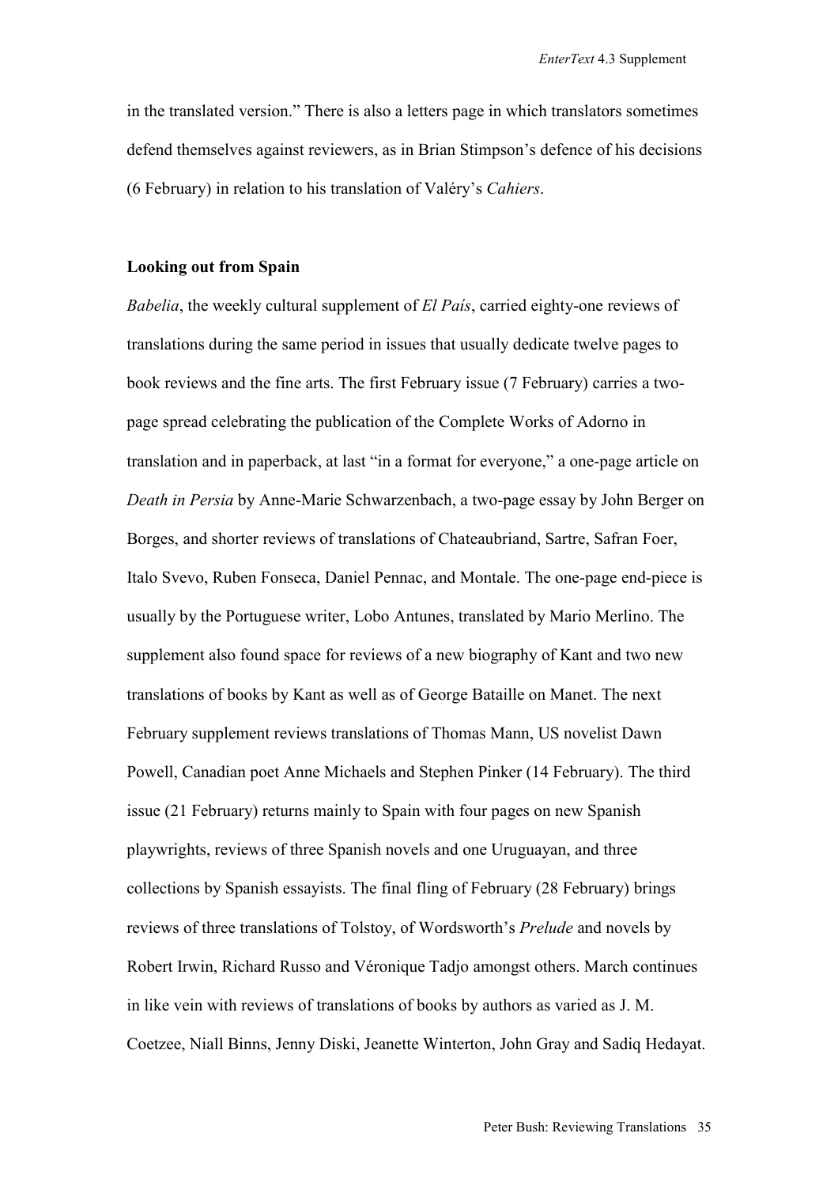in the translated version." There is also a letters page in which translators sometimes defend themselves against reviewers, as in Brian Stimpson's defence of his decisions (6 February) in relation to his translation of Valéry's *Cahiers*.

**Looking out from Spain**

*Babelia*, the weekly cultural supplement of *El País*, carried eighty-one reviews of translations during the same period in issues that usually dedicate twelve pages to book reviews and the fine arts. The first February issue (7 February) carries a two-page spread celebrating the publication of the Complete Works of Adorno in translation and in paperback, at last "in a format for everyone," a one-page article on *Death in Persia* by Anne-Marie Schwarzenbach, a two-page essay by John Berger on Borges, and shorter reviews of translations of Chateaubriand, Sartre, Safran Foer, Italo Svevo, Ruben Fonseca, Daniel Pennac, and Montale. The one-page end-piece is usually by the Portuguese writer, Lobo Antunes, translated by Mario Merlino. The supplement also found space for reviews of a new biography of Kant and two new translations of books by Kant as well as of George Bataille on Manet. The next February supplement reviews translations of Thomas Mann, US novelist Dawn Powell, Canadian poet Anne Michaels and Stephen Pinker (14 February). The third issue (21 February) returns mainly to Spain with four pages on new Spanish playwrights, reviews of three Spanish novels and one Uruguayan, and three collections by Spanish essayists. The final fling of February (28 February) brings reviews of three translations of Tolstoy, of Wordsworth's *Prelude* and novels by Robert Irwin, Richard Russo and Véronique Tadjo amongst others. March continues in like vein with reviews of translations of books by authors as varied as J. M. Coetzee, Niall Binns, Jenny Diski, Jeanette Winterton, John Gray and Sadiq Hedayat.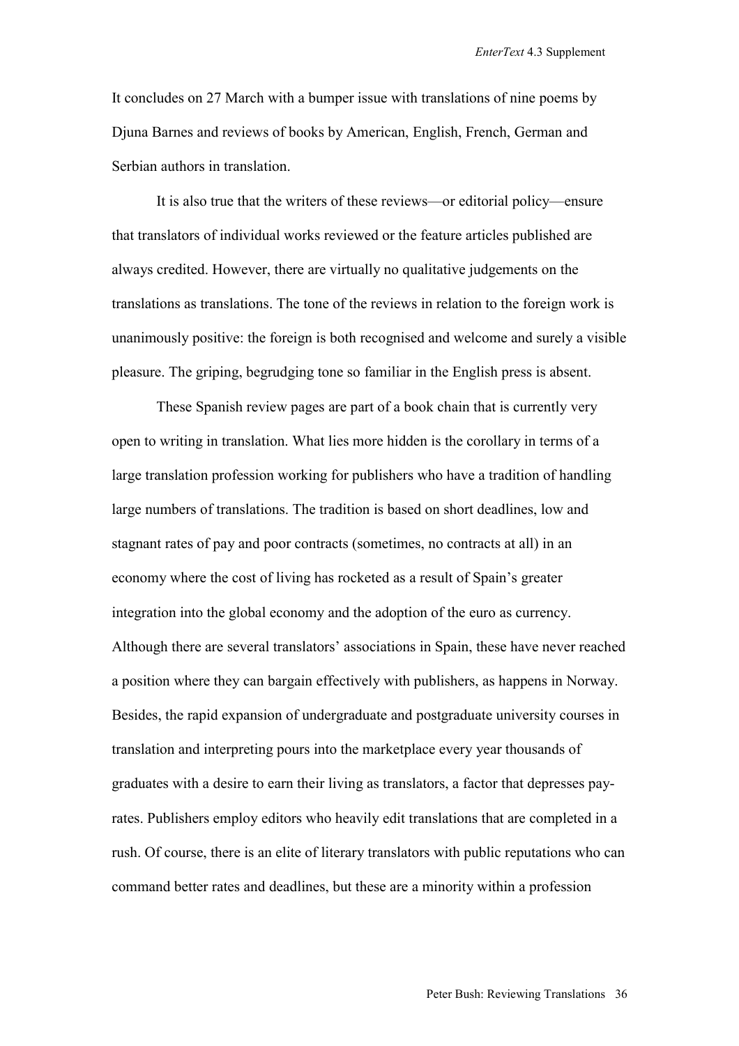It concludes on 27 March with a bumper issue with translations of nine poems by Djuna Barnes and reviews of books by American, English, French, German and Serbian authors in translation.

It is also true that the writers of these reviews—or editorial policy—ensure that translators of individual works reviewed or the feature articles published are always credited. However, there are virtually no qualitative judgements on the translations as translations. The tone of the reviews in relation to the foreign work is unanimously positive: the foreign is both recognised and welcome and surely a visible pleasure. The griping, begrudging tone so familiar in the English press is absent.

These Spanish review pages are part of a book chain that is currently very open to writing in translation. What lies more hidden is the corollary in terms of a large translation profession working for publishers who have a tradition of handling large numbers of translations. The tradition is based on short deadlines, low and stagnant rates of pay and poor contracts (sometimes, no contracts at all) in an economy where the cost of living has rocketed as a result of Spain's greater integration into the global economy and the adoption of the euro as currency. Although there are several translators' associations in Spain, these have never reached a position where they can bargain effectively with publishers, as happens in Norway. Besides, the rapid expansion of undergraduate and postgraduate university courses in translation and interpreting pours into the marketplace every year thousands of graduates with a desire to earn their living as translators, a factor that depresses pay-rates. Publishers employ editors who heavily edit translations that are completed in a rush. Of course, there is an elite of literary translators with public reputations who can command better rates and deadlines, but these are a minority within a profession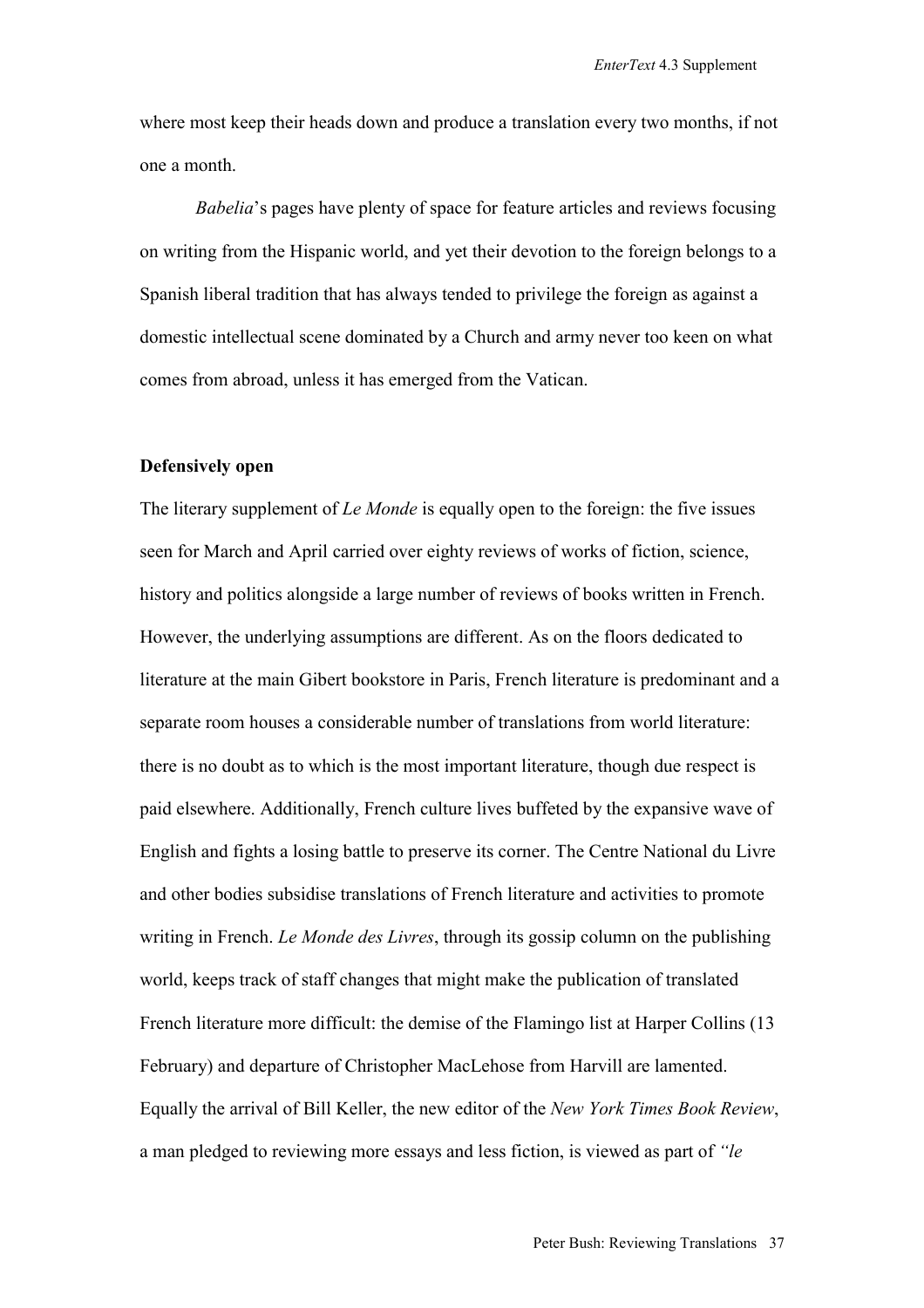where most keep their heads down and produce a translation every two months, if not one a month.

*Babelia*'s pages have plenty of space for feature articles and reviews focusing on writing from the Hispanic world, and yet their devotion to the foreign belongs to a Spanish liberal tradition that has always tended to privilege the foreign as against a domestic intellectual scene dominated by a Church and army never too keen on what comes from abroad, unless it has emerged from the Vatican.

**Defensively open**

The literary supplement of *Le Monde* is equally open to the foreign: the five issues seen for March and April carried over eighty reviews of works of fiction, science, history and politics alongside a large number of reviews of books written in French. However, the underlying assumptions are different. As on the floors dedicated to literature at the main Gibert bookstore in Paris, French literature is predominant and a separate room houses a considerable number of translations from world literature: there is no doubt as to which is the most important literature, though due respect is paid elsewhere. Additionally, French culture lives buffeted by the expansive wave of English and fights a losing battle to preserve its corner. The Centre National du Livre and other bodies subsidise translations of French literature and activities to promote writing in French. *Le Monde des Livres*, through its gossip column on the publishing world, keeps track of staff changes that might make the publication of translated French literature more difficult: the demise of the Flamingo list at Harper Collins (13 February) and departure of Christopher MacLehose from Harvill are lamented. Equally the arrival of Bill Keller, the new editor of the *New York Times Book Review*, a man pledged to reviewing more essays and less fiction, is viewed as part of *"le*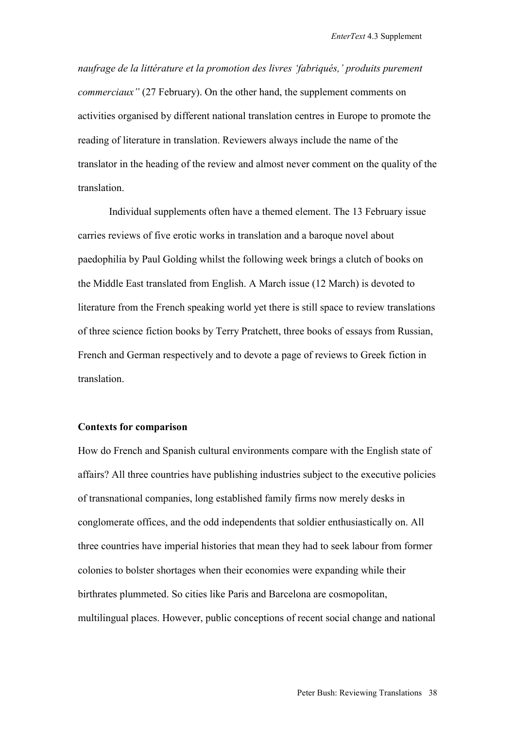*naufrage de la littérature et la promotion des livres 'fabriqués,' produits purement commerciaux"* (27 February). On the other hand, the supplement comments on activities organised by different national translation centres in Europe to promote the reading of literature in translation. Reviewers always include the name of the translator in the heading of the review and almost never comment on the quality of the translation.

Individual supplements often have a themed element. The 13 February issue carries reviews of five erotic works in translation and a baroque novel about paedophilia by Paul Golding whilst the following week brings a clutch of books on the Middle East translated from English. A March issue (12 March) is devoted to literature from the French speaking world yet there is still space to review translations of three science fiction books by Terry Pratchett, three books of essays from Russian, French and German respectively and to devote a page of reviews to Greek fiction in translation.

**Contexts for comparison**

How do French and Spanish cultural environments compare with the English state of affairs? All three countries have publishing industries subject to the executive policies of transnational companies, long established family firms now merely desks in conglomerate offices, and the odd independents that soldier enthusiastically on. All three countries have imperial histories that mean they had to seek labour from former colonies to bolster shortages when their economies were expanding while their birthrates plummeted. So cities like Paris and Barcelona are cosmopolitan, multilingual places. However, public conceptions of recent social change and national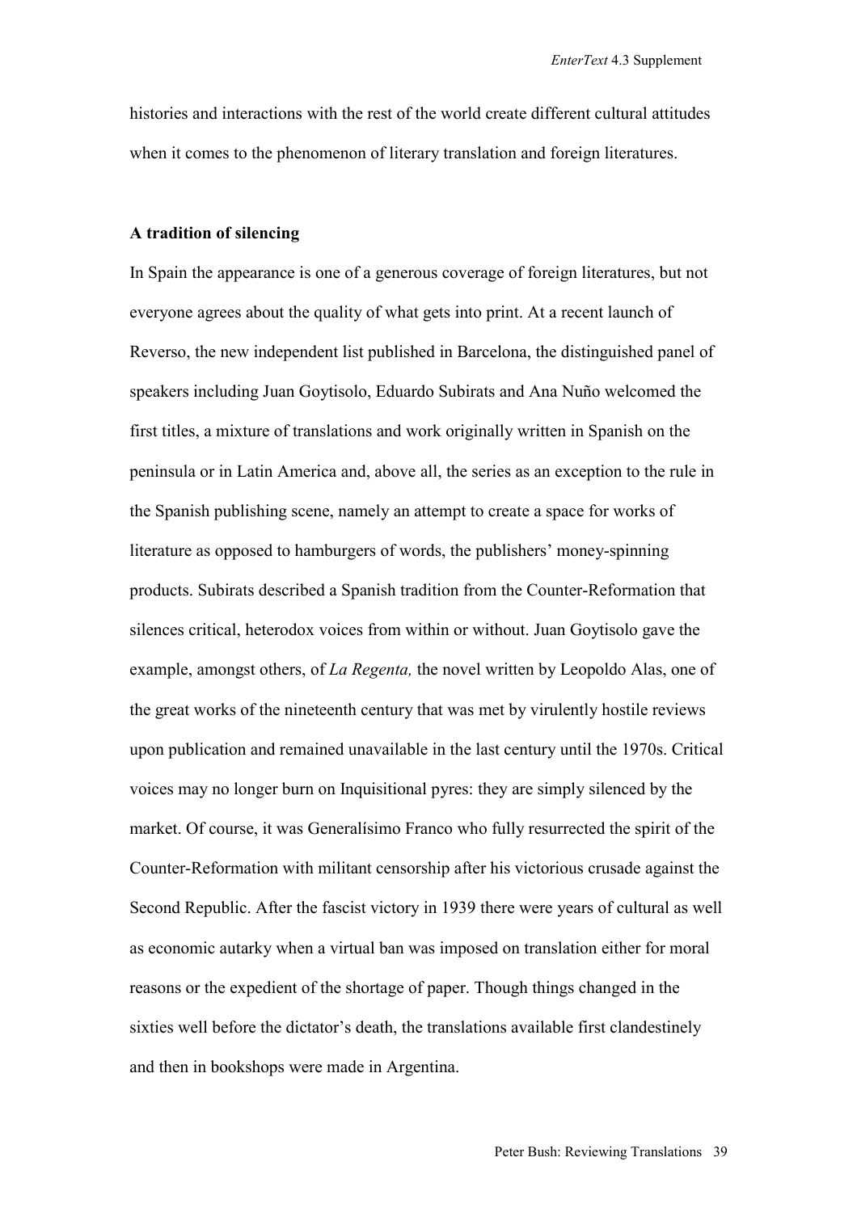histories and interactions with the rest of the world create different cultural attitudes when it comes to the phenomenon of literary translation and foreign literatures.

**A tradition of silencing**

In Spain the appearance is one of a generous coverage of foreign literatures, but not everyone agrees about the quality of what gets into print. At a recent launch of Reverso, the new independent list published in Barcelona, the distinguished panel of speakers including Juan Goytisolo, Eduardo Subirats and Ana Nuño welcomed the first titles, a mixture of translations and work originally written in Spanish on the peninsula or in Latin America and, above all, the series as an exception to the rule in the Spanish publishing scene, namely an attempt to create a space for works of literature as opposed to hamburgers of words, the publishers' money-spinning products. Subirats described a Spanish tradition from the Counter-Reformation that silences critical, heterodox voices from within or without. Juan Goytisolo gave the example, amongst others, of *La Regenta,* the novel written by Leopoldo Alas, one of the great works of the nineteenth century that was met by virulently hostile reviews upon publication and remained unavailable in the last century until the 1970s. Critical voices may no longer burn on Inquisitional pyres: they are simply silenced by the market. Of course, it was Generalísimo Franco who fully resurrected the spirit of the Counter-Reformation with militant censorship after his victorious crusade against the Second Republic. After the fascist victory in 1939 there were years of cultural as well as economic autarky when a virtual ban was imposed on translation either for moral reasons or the expedient of the shortage of paper. Though things changed in the sixties well before the dictator's death, the translations available first clandestinely and then in bookshops were made in Argentina.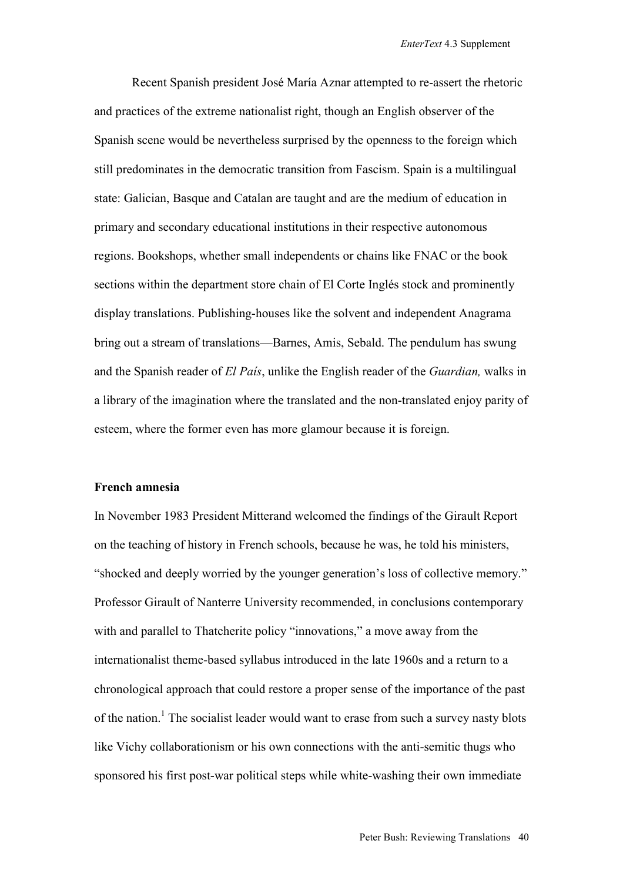Recent Spanish president José María Aznar attempted to re-assert the rhetoric and practices of the extreme nationalist right, though an English observer of the Spanish scene would be nevertheless surprised by the openness to the foreign which still predominates in the democratic transition from Fascism. Spain is a multilingual state: Galician, Basque and Catalan are taught and are the medium of education in primary and secondary educational institutions in their respective autonomous regions. Bookshops, whether small independents or chains like FNAC or the book sections within the department store chain of El Corte Inglés stock and prominently display translations. Publishing-houses like the solvent and independent Anagrama bring out a stream of translations—Barnes, Amis, Sebald. The pendulum has swung and the Spanish reader of *El País*, unlike the English reader of the *Guardian,* walks in a library of the imagination where the translated and the non-translated enjoy parity of esteem, where the former even has more glamour because it is foreign.

**French amnesia**

In November 1983 President Mitterand welcomed the findings of the Girault Report on the teaching of history in French schools, because he was, he told his ministers, "shocked and deeply worried by the younger generation's loss of collective memory." Professor Girault of Nanterre University recommended, in conclusions contemporary with and parallel to Thatcherite policy "innovations," a move away from the internationalist theme-based syllabus introduced in the late 1960s and a return to a chronological approach that could restore a proper sense of the importance of the past of the nation.[1] The socialist leader would want to erase from such a survey nasty blots like Vichy collaborationism or his own connections with the anti-semitic thugs who sponsored his first post-war political steps while white-washing their own immediate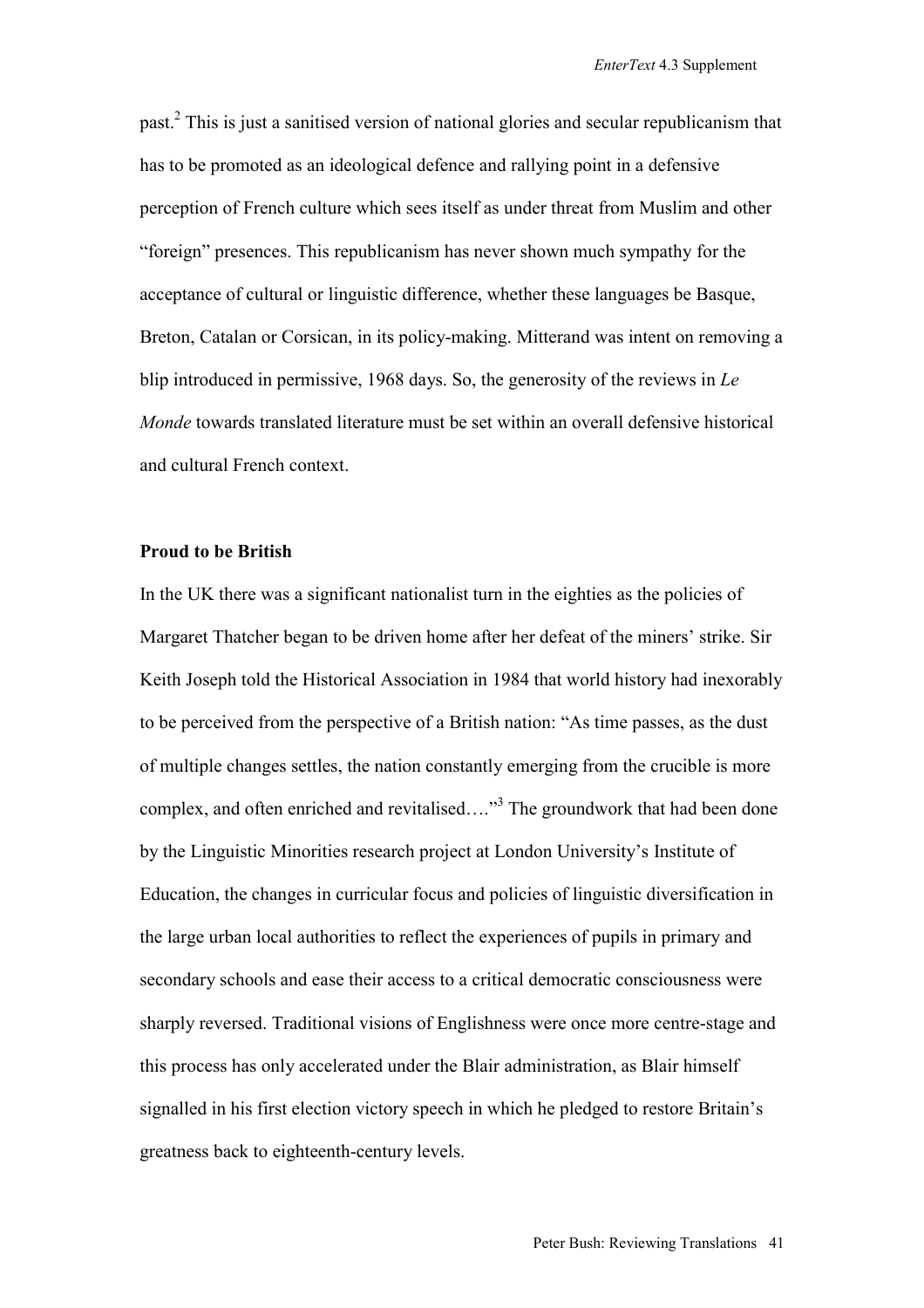past.[2] This is just a sanitised version of national glories and secular republicanism that has to be promoted as an ideological defence and rallying point in a defensive perception of French culture which sees itself as under threat from Muslim and other "foreign" presences. This republicanism has never shown much sympathy for the acceptance of cultural or linguistic difference, whether these languages be Basque, Breton, Catalan or Corsican, in its policy-making. Mitterand was intent on removing a blip introduced in permissive, 1968 days. So, the generosity of the reviews in *Le Monde* towards translated literature must be set within an overall defensive historical and cultural French context.

**Proud to be British**

In the UK there was a significant nationalist turn in the eighties as the policies of Margaret Thatcher began to be driven home after her defeat of the miners' strike. Sir Keith Joseph told the Historical Association in 1984 that world history had inexorably to be perceived from the perspective of a British nation: "As time passes, as the dust of multiple changes settles, the nation constantly emerging from the crucible is more complex, and often enriched and revitalised…."[3] The groundwork that had been done by the Linguistic Minorities research project at London University's Institute of Education, the changes in curricular focus and policies of linguistic diversification in the large urban local authorities to reflect the experiences of pupils in primary and secondary schools and ease their access to a critical democratic consciousness were sharply reversed. Traditional visions of Englishness were once more centre-stage and this process has only accelerated under the Blair administration, as Blair himself signalled in his first election victory speech in which he pledged to restore Britain's greatness back to eighteenth-century levels.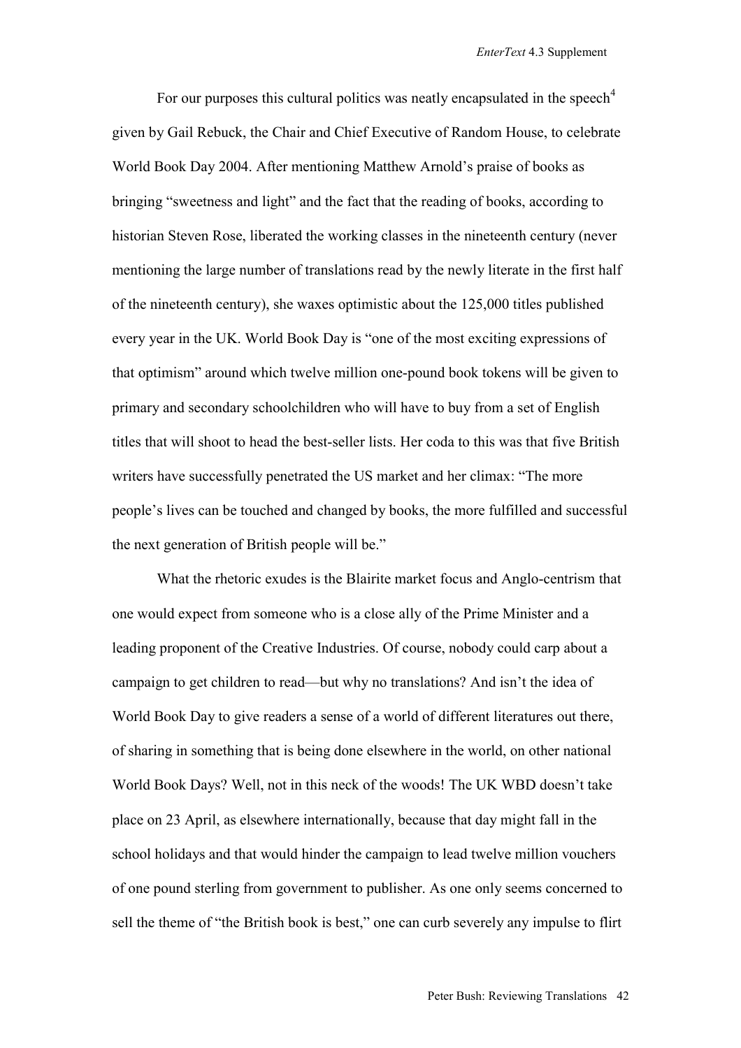For our purposes this cultural politics was neatly encapsulated in the speech[4] given by Gail Rebuck, the Chair and Chief Executive of Random House, to celebrate World Book Day 2004. After mentioning Matthew Arnold's praise of books as bringing "sweetness and light" and the fact that the reading of books, according to historian Steven Rose, liberated the working classes in the nineteenth century (never mentioning the large number of translations read by the newly literate in the first half of the nineteenth century), she waxes optimistic about the 125,000 titles published every year in the UK. World Book Day is "one of the most exciting expressions of that optimism" around which twelve million one-pound book tokens will be given to primary and secondary schoolchildren who will have to buy from a set of English titles that will shoot to head the best-seller lists. Her coda to this was that five British writers have successfully penetrated the US market and her climax: "The more people's lives can be touched and changed by books, the more fulfilled and successful the next generation of British people will be."

What the rhetoric exudes is the Blairite market focus and Anglo-centrism that one would expect from someone who is a close ally of the Prime Minister and a leading proponent of the Creative Industries. Of course, nobody could carp about a campaign to get children to read—but why no translations? And isn't the idea of World Book Day to give readers a sense of a world of different literatures out there, of sharing in something that is being done elsewhere in the world, on other national World Book Days? Well, not in this neck of the woods! The UK WBD doesn't take place on 23 April, as elsewhere internationally, because that day might fall in the school holidays and that would hinder the campaign to lead twelve million vouchers of one pound sterling from government to publisher. As one only seems concerned to sell the theme of "the British book is best," one can curb severely any impulse to flirt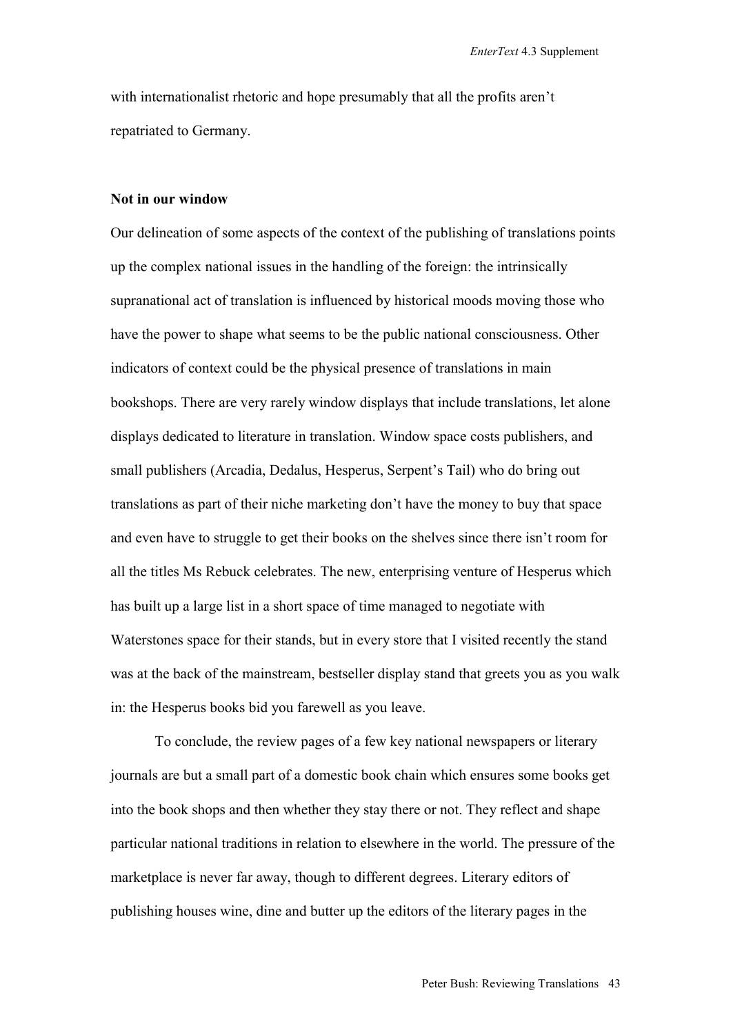with internationalist rhetoric and hope presumably that all the profits aren't repatriated to Germany.

**Not in our window**

Our delineation of some aspects of the context of the publishing of translations points up the complex national issues in the handling of the foreign: the intrinsically supranational act of translation is influenced by historical moods moving those who have the power to shape what seems to be the public national consciousness. Other indicators of context could be the physical presence of translations in main bookshops. There are very rarely window displays that include translations, let alone displays dedicated to literature in translation. Window space costs publishers, and small publishers (Arcadia, Dedalus, Hesperus, Serpent's Tail) who do bring out translations as part of their niche marketing don't have the money to buy that space and even have to struggle to get their books on the shelves since there isn't room for all the titles Ms Rebuck celebrates. The new, enterprising venture of Hesperus which has built up a large list in a short space of time managed to negotiate with Waterstones space for their stands, but in every store that I visited recently the stand was at the back of the mainstream, bestseller display stand that greets you as you walk in: the Hesperus books bid you farewell as you leave.

To conclude, the review pages of a few key national newspapers or literary journals are but a small part of a domestic book chain which ensures some books get into the book shops and then whether they stay there or not. They reflect and shape particular national traditions in relation to elsewhere in the world. The pressure of the marketplace is never far away, though to different degrees. Literary editors of publishing houses wine, dine and butter up the editors of the literary pages in the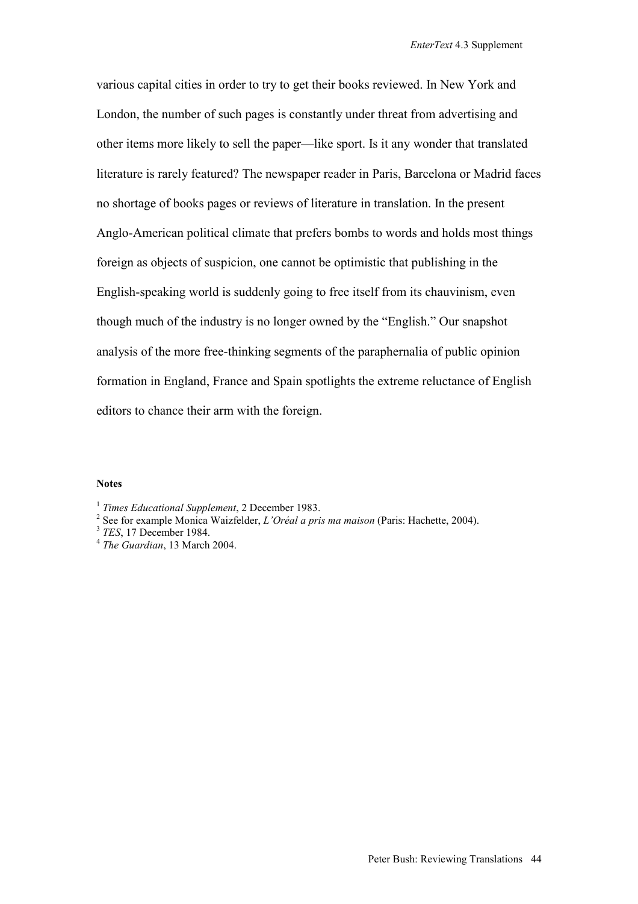various capital cities in order to try to get their books reviewed. In New York and London, the number of such pages is constantly under threat from advertising and other items more likely to sell the paper—like sport. Is it any wonder that translated literature is rarely featured? The newspaper reader in Paris, Barcelona or Madrid faces no shortage of books pages or reviews of literature in translation. In the present Anglo-American political climate that prefers bombs to words and holds most things foreign as objects of suspicion, one cannot be optimistic that publishing in the English-speaking world is suddenly going to free itself from its chauvinism, even though much of the industry is no longer owned by the "English." Our snapshot analysis of the more free-thinking segments of the paraphernalia of public opinion formation in England, France and Spain spotlights the extreme reluctance of English editors to chance their arm with the foreign.

**Notes**

[1] *Times Educational Supplement*, 2 December 1983.
[2] See for example Monica Waizfelder, *L'Oréal a pris ma maison* (Paris: Hachette, 2004).
[3] *TES*, 17 December 1984.
[4] *The Guardian*, 13 March 2004.